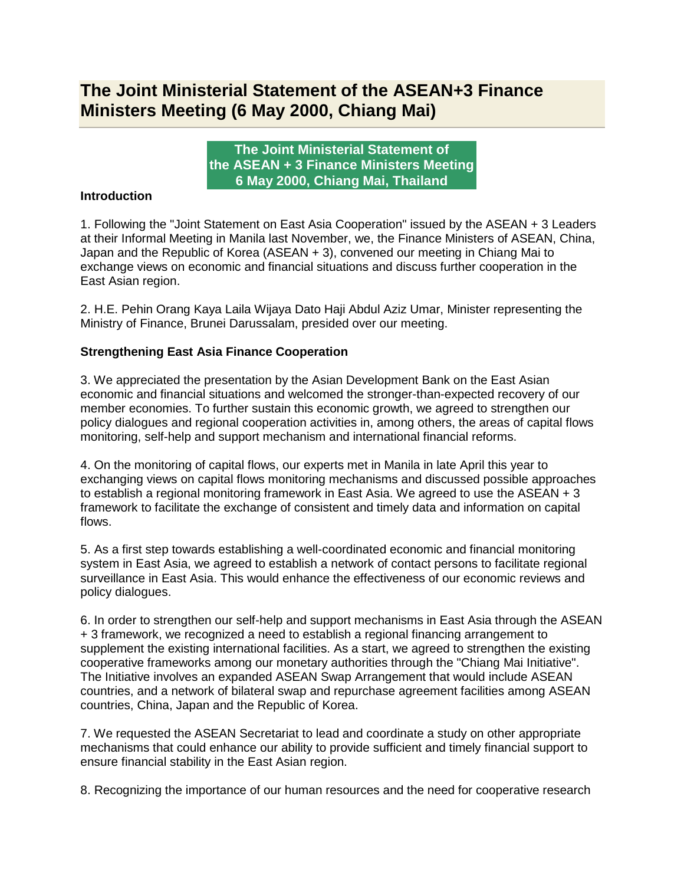# The Joint Ministerial Statement of the ASEAN+3 Finance Ministers Meeting (6 May 2000, Chiang Mai)

**The Joint Ministerial Statement of the ASEAN + 3 Finance Ministers Meeting 6 May 2000, Chiang Mai, Thailand**

**Introduction**

1. Following the "Joint Statement on East Asia Cooperation" issued by the ASEAN + 3 Leaders at their Informal Meeting in Manila last November, we, the Finance Ministers of ASEAN, China, Japan and the Republic of Korea (ASEAN + 3), convened our meeting in Chiang Mai to exchange views on economic and financial situations and discuss further cooperation in the East Asian region.

2. H.E. Pehin Orang Kaya Laila Wijaya Dato Haji Abdul Aziz Umar, Minister representing the Ministry of Finance, Brunei Darussalam, presided over our meeting.

**Strengthening East Asia Finance Cooperation**

3. We appreciated the presentation by the Asian Development Bank on the East Asian economic and financial situations and welcomed the stronger-than-expected recovery of our member economies. To further sustain this economic growth, we agreed to strengthen our policy dialogues and regional cooperation activities in, among others, the areas of capital flows monitoring, self-help and support mechanism and international financial reforms.

4. On the monitoring of capital flows, our experts met in Manila in late April this year to exchanging views on capital flows monitoring mechanisms and discussed possible approaches to establish a regional monitoring framework in East Asia. We agreed to use the ASEAN + 3 framework to facilitate the exchange of consistent and timely data and information on capital flows.

5. As a first step towards establishing a well-coordinated economic and financial monitoring system in East Asia, we agreed to establish a network of contact persons to facilitate regional surveillance in East Asia. This would enhance the effectiveness of our economic reviews and policy dialogues.

6. In order to strengthen our self-help and support mechanisms in East Asia through the ASEAN + 3 framework, we recognized a need to establish a regional financing arrangement to supplement the existing international facilities. As a start, we agreed to strengthen the existing cooperative frameworks among our monetary authorities through the "Chiang Mai Initiative". The Initiative involves an expanded ASEAN Swap Arrangement that would include ASEAN countries, and a network of bilateral swap and repurchase agreement facilities among ASEAN countries, China, Japan and the Republic of Korea.

7. We requested the ASEAN Secretariat to lead and coordinate a study on other appropriate mechanisms that could enhance our ability to provide sufficient and timely financial support to ensure financial stability in the East Asian region.

8. Recognizing the importance of our human resources and the need for cooperative research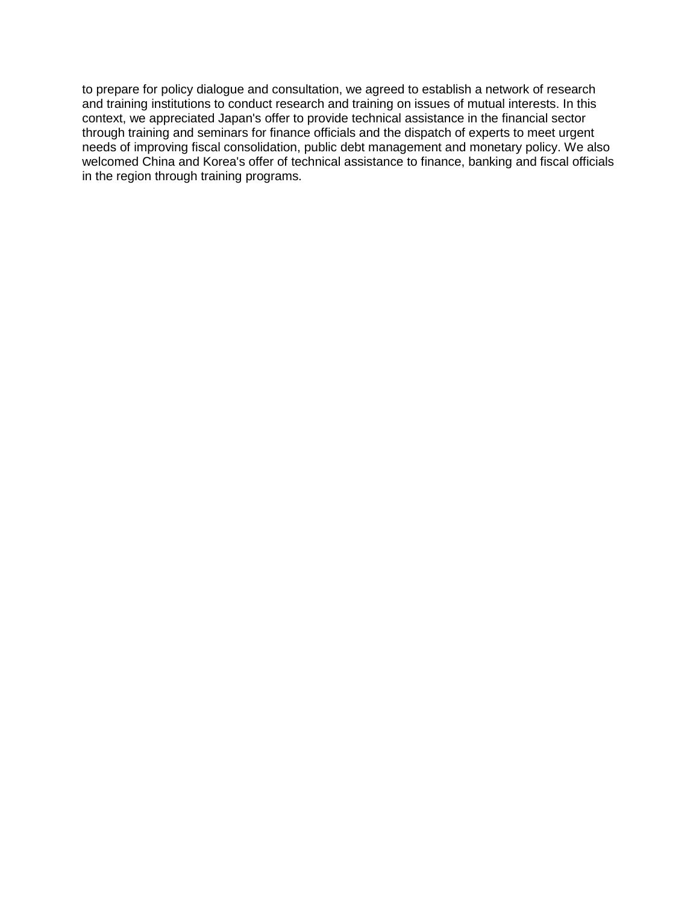to prepare for policy dialogue and consultation, we agreed to establish a network of research and training institutions to conduct research and training on issues of mutual interests. In this context, we appreciated Japan's offer to provide technical assistance in the financial sector through training and seminars for finance officials and the dispatch of experts to meet urgent needs of improving fiscal consolidation, public debt management and monetary policy. We also welcomed China and Korea's offer of technical assistance to finance, banking and fiscal officials in the region through training programs.